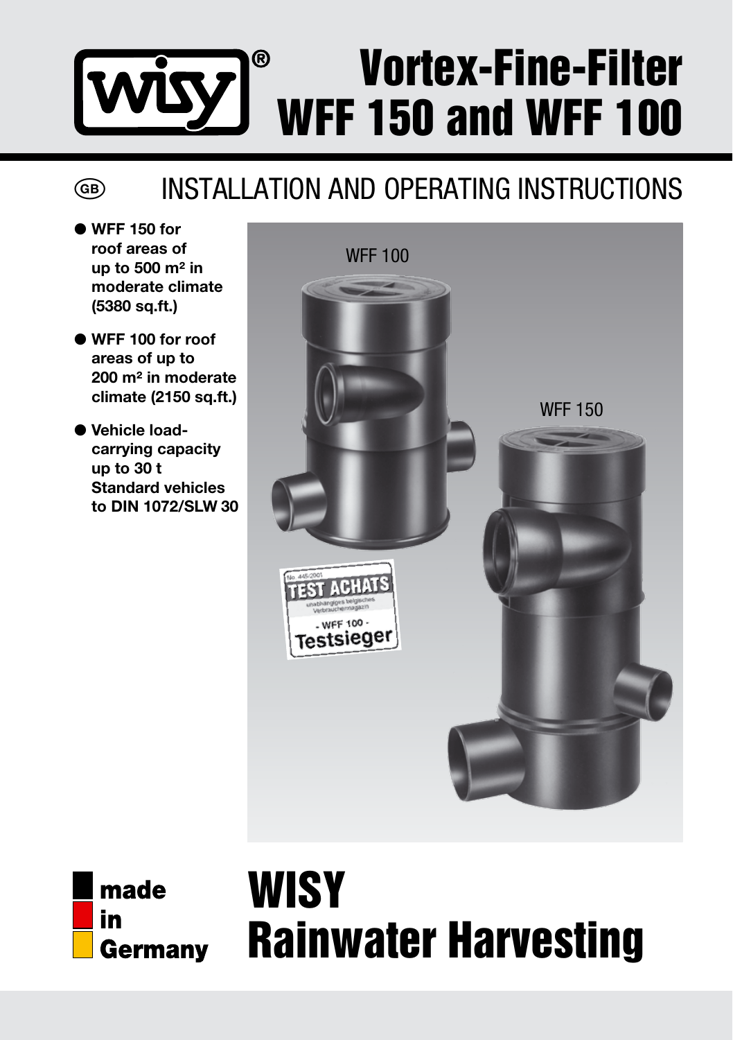# Vortex-Fine-Filter WFF 150 and WFF 100

## INSTALLATION AND OPERATING INSTRUCTIONS

- **WFF 150 for roof areas of up to 500 m² in moderate climate (5380 sq.ft.)**
- **WFF 100 for roof areas of up to 200 m² in moderate climate (2150 sq.ft.)**
- **Vehicle load-carrying capacity up to 30 t Standard vehicles to DIN 1072/SLW 30**

WFF 100

WFF 150

No. 445/2001 TEST ACHATS unabhängiges belgisches Verbrauchermagazin - WFF 100 - Testsieger

**made in Germany**

# WISY Rainwater Harvesting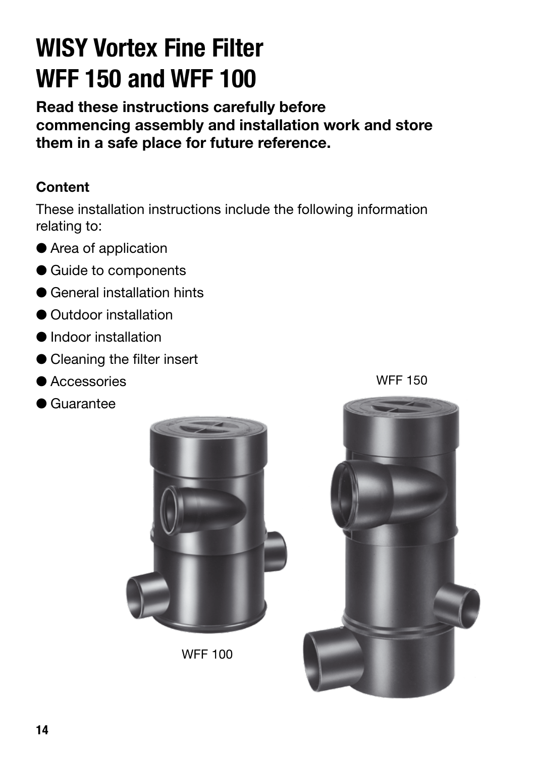# WISY Vortex Fine Filter WFF 150 and WFF 100

**Read these instructions carefully before commencing assembly and installation work and store them in a safe place for future reference.**

**Content**

These installation instructions include the following information relating to:

- Area of application
- Guide to components
- General installation hints
- Outdoor installation
- Indoor installation
- Cleaning the filter insert
- Accessories
- Guarantee

WFF 150

WFF 100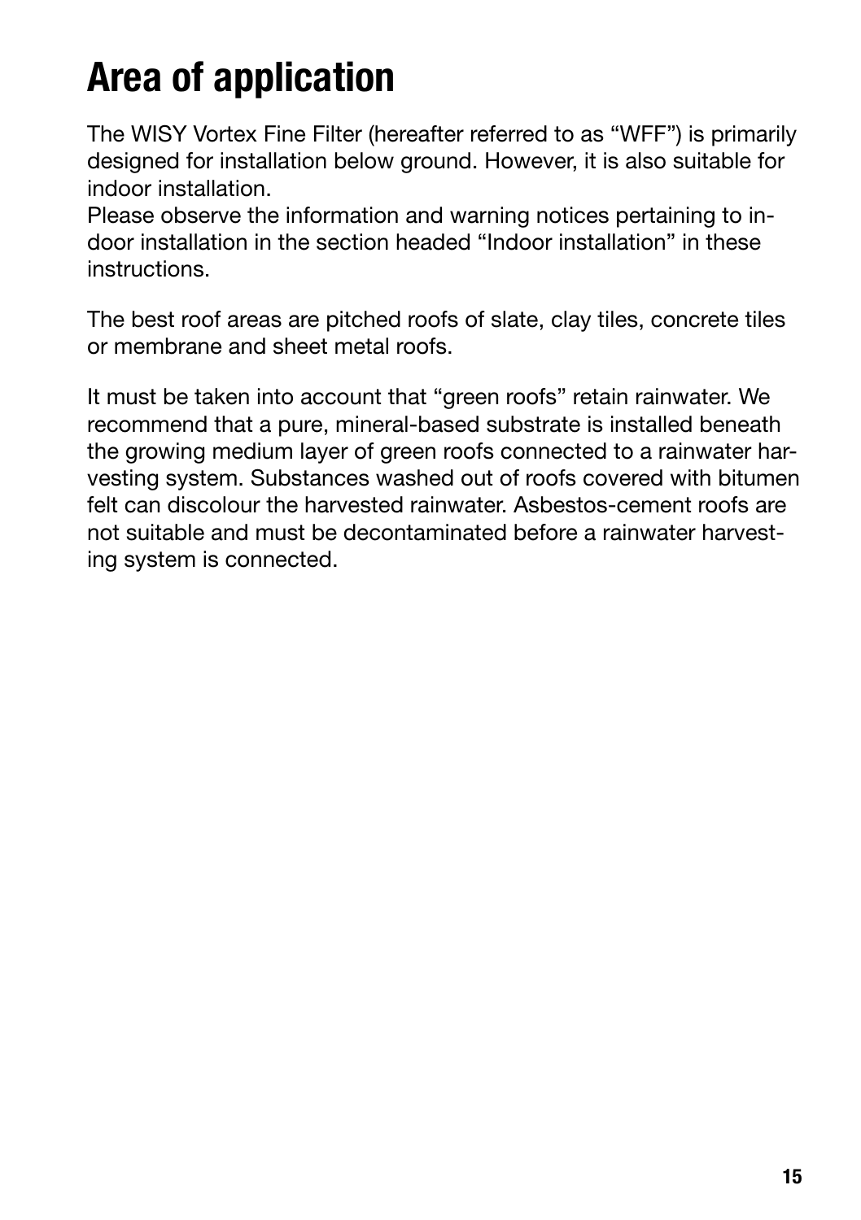# Area of application

The WISY Vortex Fine Filter (hereafter referred to as “WFF”) is primarily designed for installation below ground. However, it is also suitable for indoor installation.
Please observe the information and warning notices pertaining to indoor installation in the section headed “Indoor installation” in these instructions.

The best roof areas are pitched roofs of slate, clay tiles, concrete tiles or membrane and sheet metal roofs.

It must be taken into account that “green roofs” retain rainwater. We recommend that a pure, mineral-based substrate is installed beneath the growing medium layer of green roofs connected to a rainwater harvesting system. Substances washed out of roofs covered with bitumen felt can discolour the harvested rainwater. Asbestos-cement roofs are not suitable and must be decontaminated before a rainwater harvesting system is connected.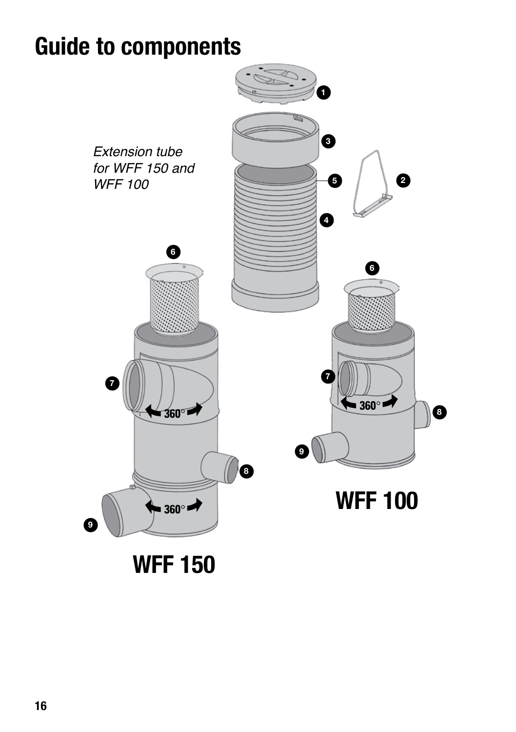# Guide to components

*Extension tube for WFF 150 and WFF 100*

1

2

3

4

5

6

7

8

9

360°

WFF 150

WFF 100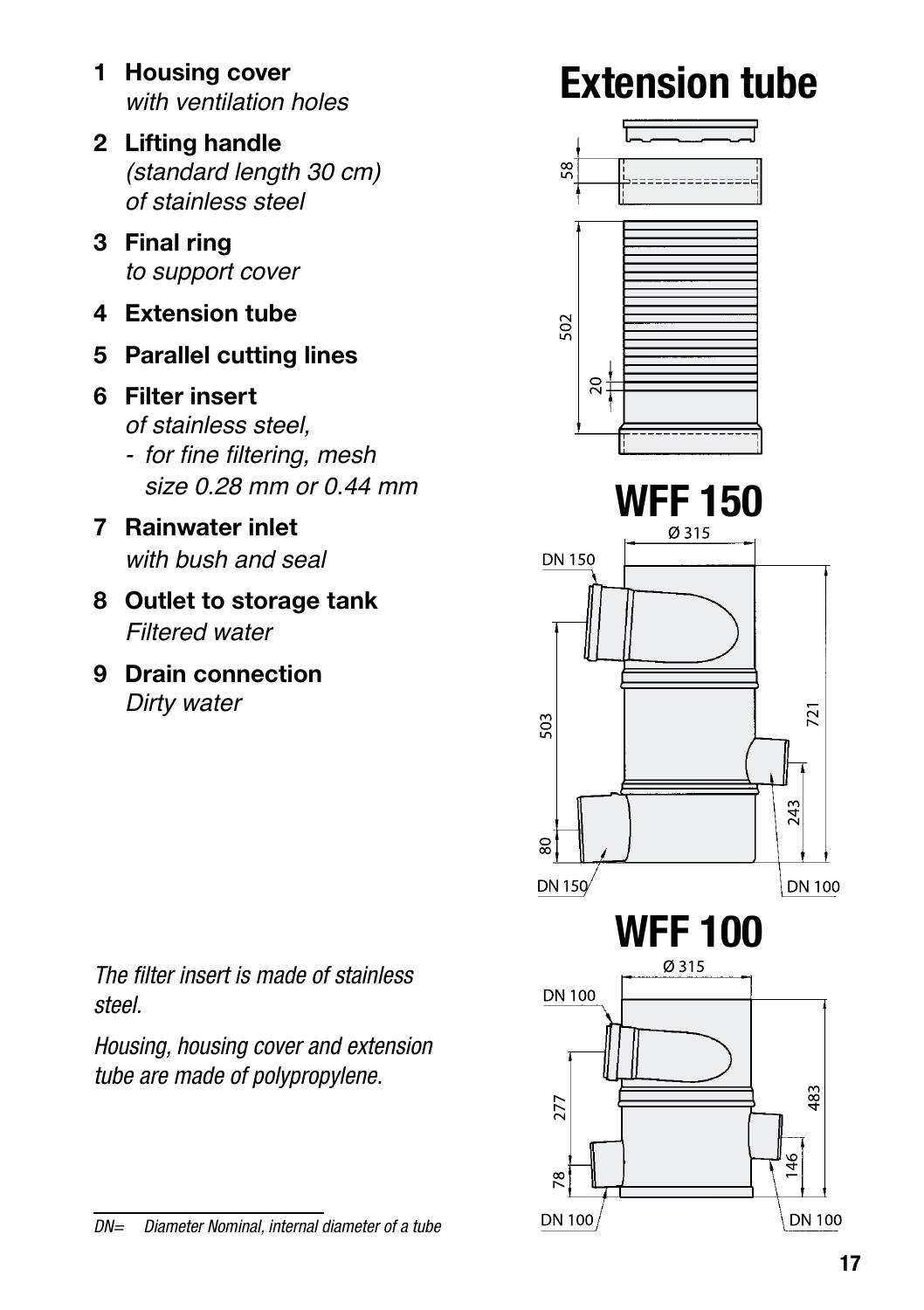1. **Housing cover**
   *with ventilation holes*
2. **Lifting handle**
   *(standard length 30 cm) of stainless steel*
3. **Final ring**
   *to support cover*
4. **Extension tube**
5. **Parallel cutting lines**
6. **Filter insert**
   *of stainless steel,*
   - *for fine filtering, mesh size 0.28 mm or 0.44 mm*
7. **Rainwater inlet**
   *with bush and seal*
8. **Outlet to storage tank**
   *Filtered water*
9. **Drain connection**
   *Dirty water*

# Extension tube

58

502

20

# WFF 150

Ø 315

DN 150

503

721

243

80

DN 150

DN 100

# WFF 100

Ø 315

DN 100

277

483

146

78

DN 100

DN 100

*The filter insert is made of stainless steel.*

*Housing, housing cover and extension tube are made of polypropylene.*

---

*DN= Diameter Nominal, internal diameter of a tube*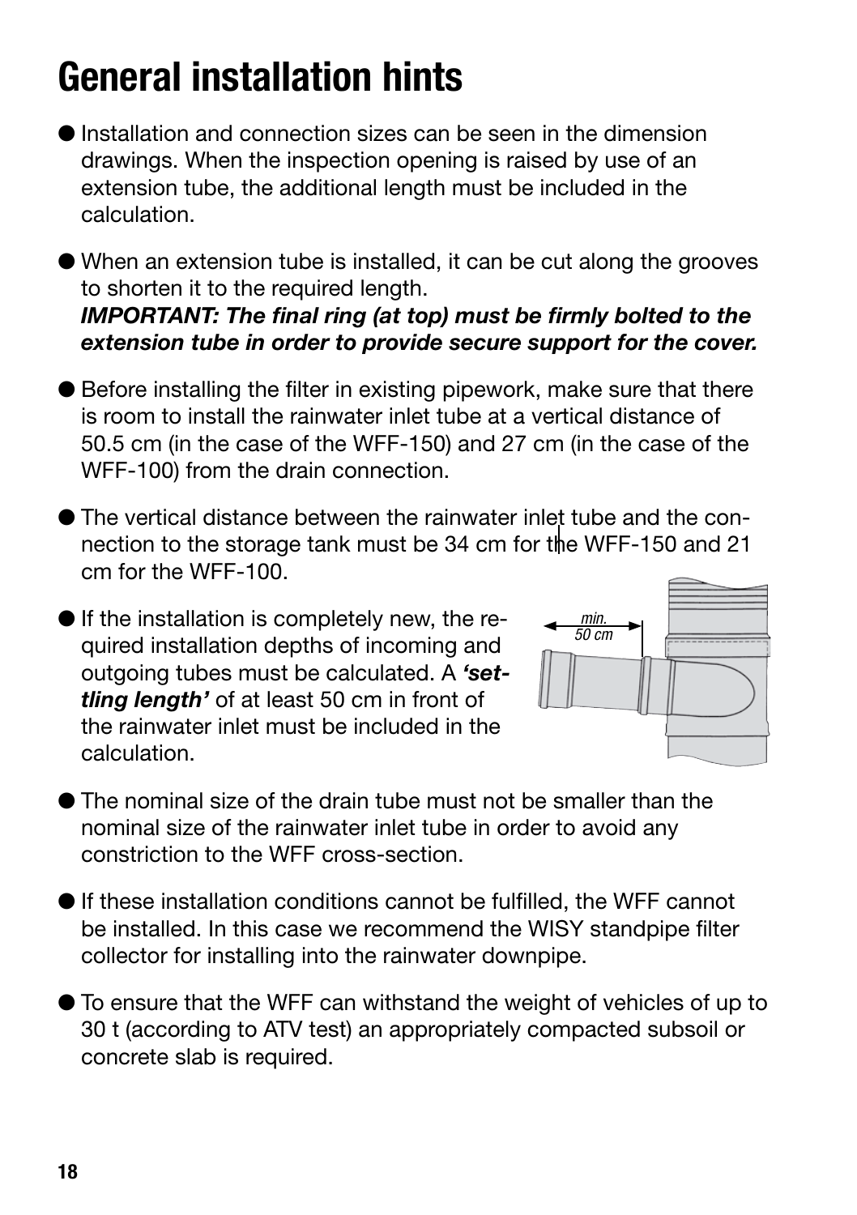# General installation hints

- Installation and connection sizes can be seen in the dimension drawings. When the inspection opening is raised by use of an extension tube, the additional length must be included in the calculation.

- When an extension tube is installed, it can be cut along the grooves to shorten it to the required length.
  ***IMPORTANT: The final ring (at top) must be firmly bolted to the extension tube in order to provide secure support for the cover.***

- Before installing the filter in existing pipework, make sure that there is room to install the rainwater inlet tube at a vertical distance of 50.5 cm (in the case of the WFF-150) and 27 cm (in the case of the WFF-100) from the drain connection.

- The vertical distance between the rainwater inlet tube and the connection to the storage tank must be 34 cm for the WFF-150 and 21 cm for the WFF-100.

- If the installation is completely new, the required installation depths of incoming and outgoing tubes must be calculated. A ***'settling length'*** of at least 50 cm in front of the rainwater inlet must be included in the calculation.

  min. 50 cm

- The nominal size of the drain tube must not be smaller than the nominal size of the rainwater inlet tube in order to avoid any constriction to the WFF cross-section.

- If these installation conditions cannot be fulfilled, the WFF cannot be installed. In this case we recommend the WISY standpipe filter collector for installing into the rainwater downpipe.

- To ensure that the WFF can withstand the weight of vehicles of up to 30 t (according to ATV test) an appropriately compacted subsoil or concrete slab is required.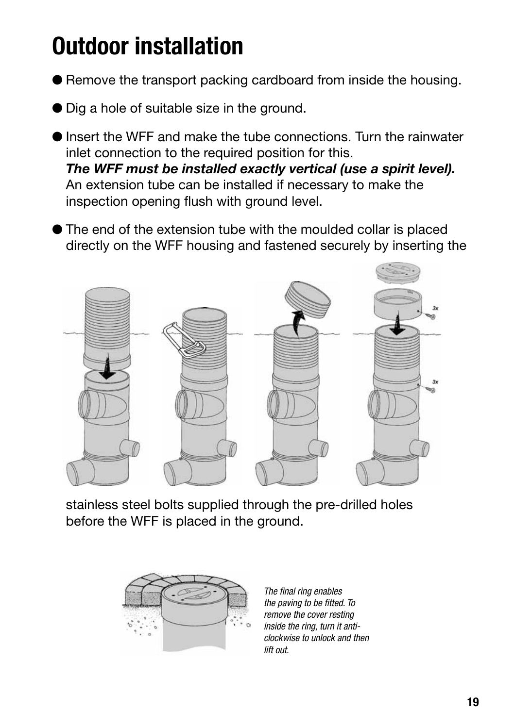# Outdoor installation

- Remove the transport packing cardboard from inside the housing.
- Dig a hole of suitable size in the ground.
- Insert the WFF and make the tube connections. Turn the rainwater inlet connection to the required position for this.
  ***The WFF must be installed exactly vertical (use a spirit level).***
  An extension tube can be installed if necessary to make the inspection opening flush with ground level.
- The end of the extension tube with the moulded collar is placed directly on the WFF housing and fastened securely by inserting the stainless steel bolts supplied through the pre-drilled holes before the WFF is placed in the ground.

*The final ring enables the paving to be fitted. To remove the cover resting inside the ring, turn it anti-clockwise to unlock and then lift out.*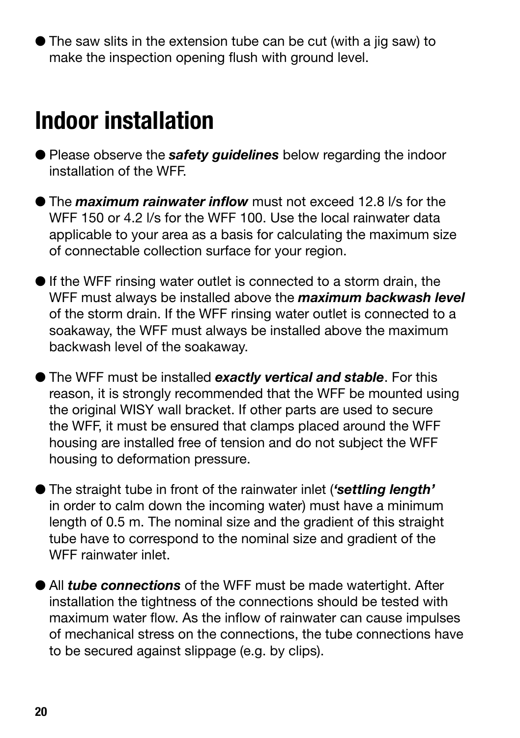- The saw slits in the extension tube can be cut (with a jig saw) to make the inspection opening flush with ground level.

# Indoor installation

- Please observe the ***safety guidelines*** below regarding the indoor installation of the WFF.

- The ***maximum rainwater inflow*** must not exceed 12.8 l/s for the WFF 150 or 4.2 l/s for the WFF 100. Use the local rainwater data applicable to your area as a basis for calculating the maximum size of connectable collection surface for your region.

- If the WFF rinsing water outlet is connected to a storm drain, the WFF must always be installed above the ***maximum backwash level*** of the storm drain. If the WFF rinsing water outlet is connected to a soakaway, the WFF must always be installed above the maximum backwash level of the soakaway.

- The WFF must be installed ***exactly vertical and stable***. For this reason, it is strongly recommended that the WFF be mounted using the original WISY wall bracket. If other parts are used to secure the WFF, it must be ensured that clamps placed around the WFF housing are installed free of tension and do not subject the WFF housing to deformation pressure.

- The straight tube in front of the rainwater inlet (***'settling length'*** in order to calm down the incoming water) must have a minimum length of 0.5 m. The nominal size and the gradient of this straight tube have to correspond to the nominal size and gradient of the WFF rainwater inlet.

- All ***tube connections*** of the WFF must be made watertight. After installation the tightness of the connections should be tested with maximum water flow. As the inflow of rainwater can cause impulses of mechanical stress on the connections, the tube connections have to be secured against slippage (e.g. by clips).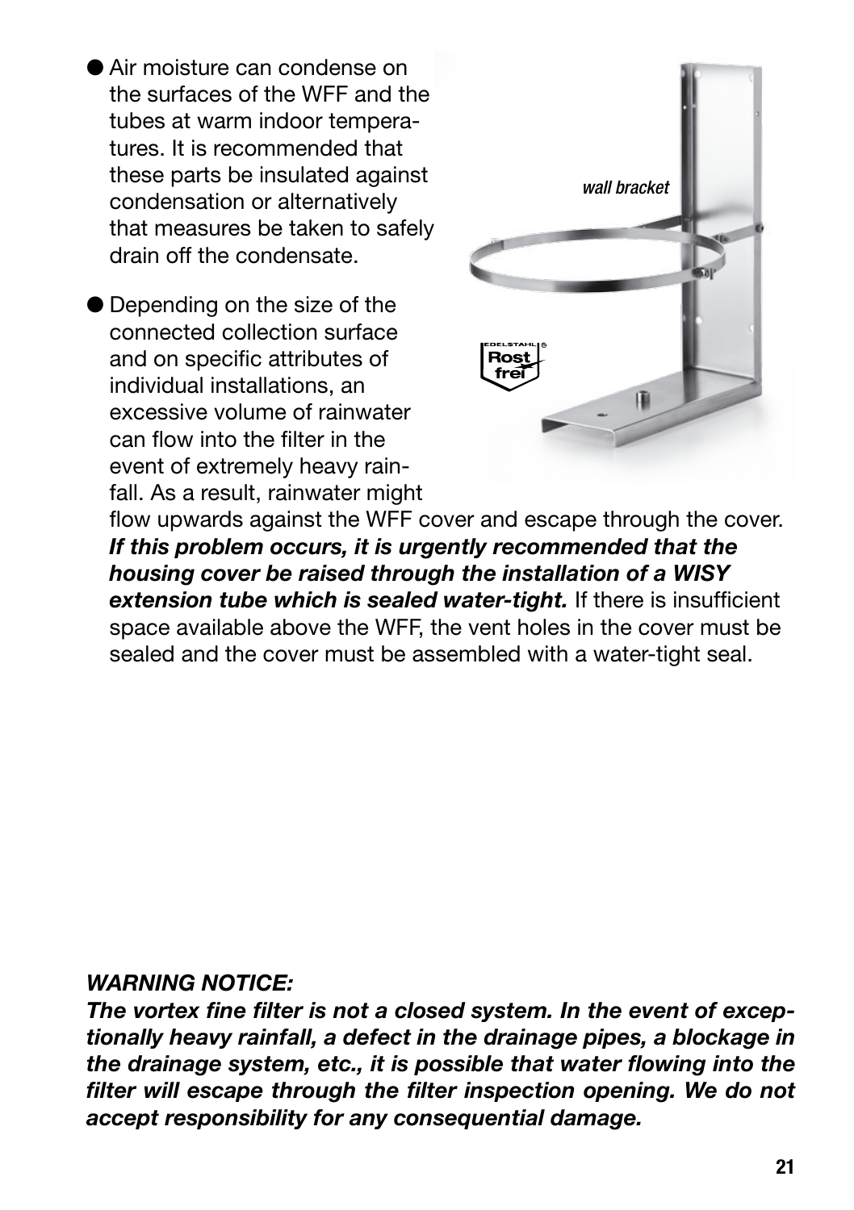- Air moisture can condense on the surfaces of the WFF and the tubes at warm indoor temperatures. It is recommended that these parts be insulated against condensation or alternatively that measures be taken to safely drain off the condensate.

- Depending on the size of the connected collection surface and on specific attributes of individual installations, an excessive volume of rainwater can flow into the filter in the event of extremely heavy rainfall. As a result, rainwater might flow upwards against the WFF cover and escape through the cover. ***If this problem occurs, it is urgently recommended that the housing cover be raised through the installation of a WISY extension tube which is sealed water-tight.*** If there is insufficient space available above the WFF, the vent holes in the cover must be sealed and the cover must be assembled with a water-tight seal.

*wall bracket*

***WARNING NOTICE:***
***The vortex fine filter is not a closed system. In the event of exceptionally heavy rainfall, a defect in the drainage pipes, a blockage in the drainage system, etc., it is possible that water flowing into the filter will escape through the filter inspection opening. We do not accept responsibility for any consequential damage.***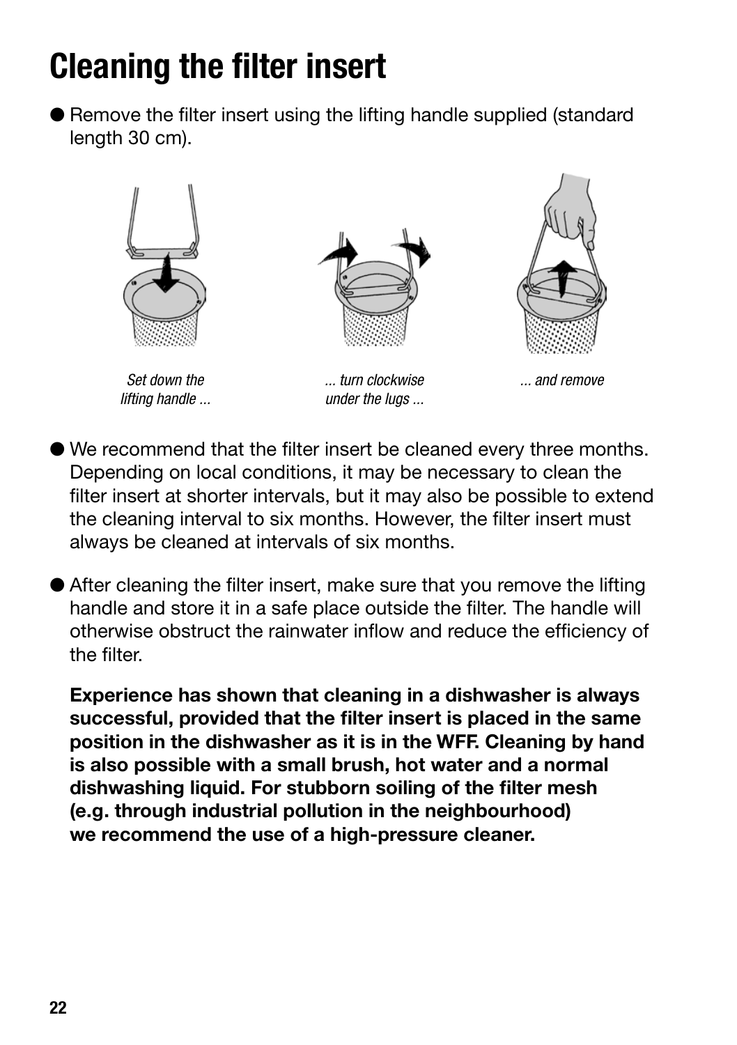# Cleaning the filter insert

- Remove the filter insert using the lifting handle supplied (standard length 30 cm).

*Set down the lifting handle ...*

*... turn clockwise under the lugs ...*

*... and remove*

- We recommend that the filter insert be cleaned every three months. Depending on local conditions, it may be necessary to clean the filter insert at shorter intervals, but it may also be possible to extend the cleaning interval to six months. However, the filter insert must always be cleaned at intervals of six months.

- After cleaning the filter insert, make sure that you remove the lifting handle and store it in a safe place outside the filter. The handle will otherwise obstruct the rainwater inflow and reduce the efficiency of the filter.

  **Experience has shown that cleaning in a dishwasher is always successful, provided that the filter insert is placed in the same position in the dishwasher as it is in the WFF. Cleaning by hand is also possible with a small brush, hot water and a normal dishwashing liquid. For stubborn soiling of the filter mesh (e.g. through industrial pollution in the neighbourhood) we recommend the use of a high-pressure cleaner.**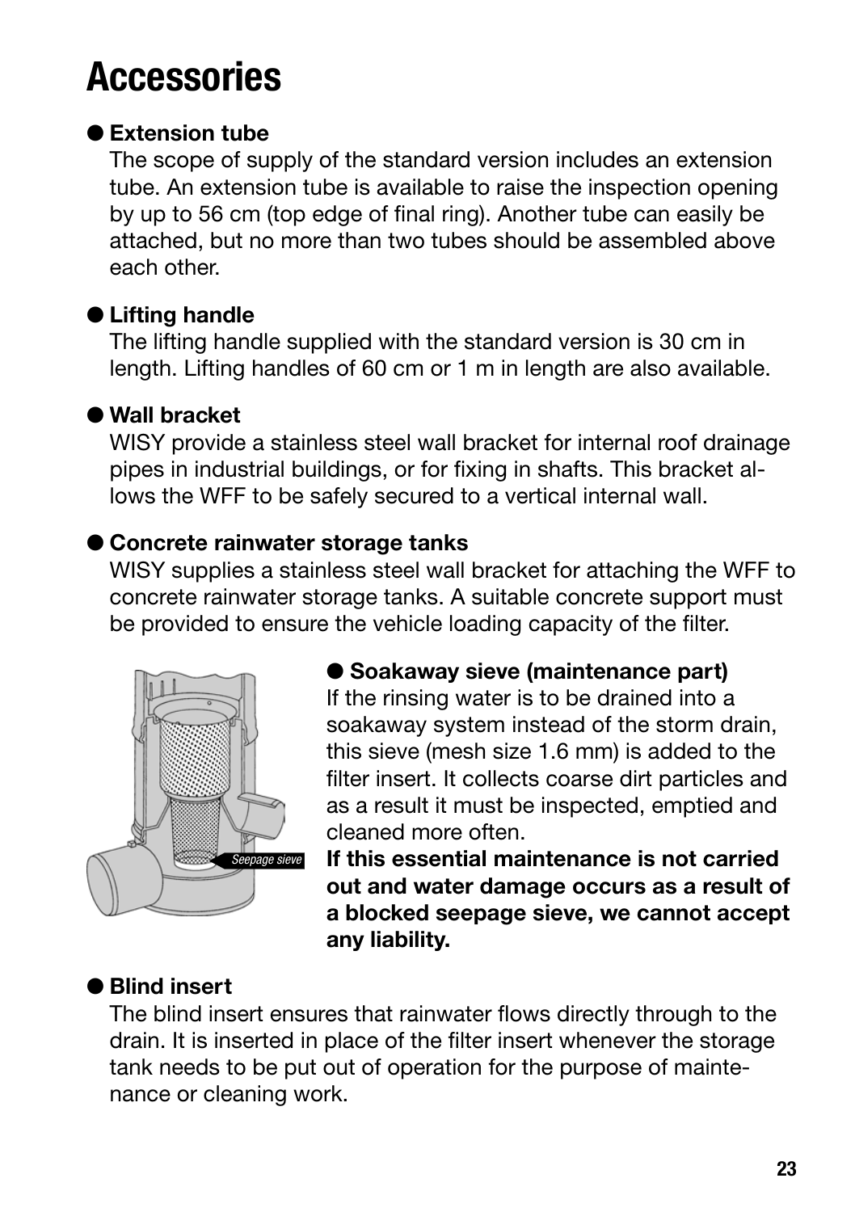# Accessories

- **Extension tube**
  The scope of supply of the standard version includes an extension tube. An extension tube is available to raise the inspection opening by up to 56 cm (top edge of final ring). Another tube can easily be attached, but no more than two tubes should be assembled above each other.

- **Lifting handle**
  The lifting handle supplied with the standard version is 30 cm in length. Lifting handles of 60 cm or 1 m in length are also available.

- **Wall bracket**
  WISY provide a stainless steel wall bracket for internal roof drainage pipes in industrial buildings, or for fixing in shafts. This bracket allows the WFF to be safely secured to a vertical internal wall.

- **Concrete rainwater storage tanks**
  WISY supplies a stainless steel wall bracket for attaching the WFF to concrete rainwater storage tanks. A suitable concrete support must be provided to ensure the vehicle loading capacity of the filter.

- **Soakaway sieve (maintenance part)**
  If the rinsing water is to be drained into a soakaway system instead of the storm drain, this sieve (mesh size 1.6 mm) is added to the filter insert. It collects coarse dirt particles and as a result it must be inspected, emptied and cleaned more often.
  **If this essential maintenance is not carried out and water damage occurs as a result of a blocked seepage sieve, we cannot accept any liability.**

*Seepage sieve*

- **Blind insert**
  The blind insert ensures that rainwater flows directly through to the drain. It is inserted in place of the filter insert whenever the storage tank needs to be put out of operation for the purpose of maintenance or cleaning work.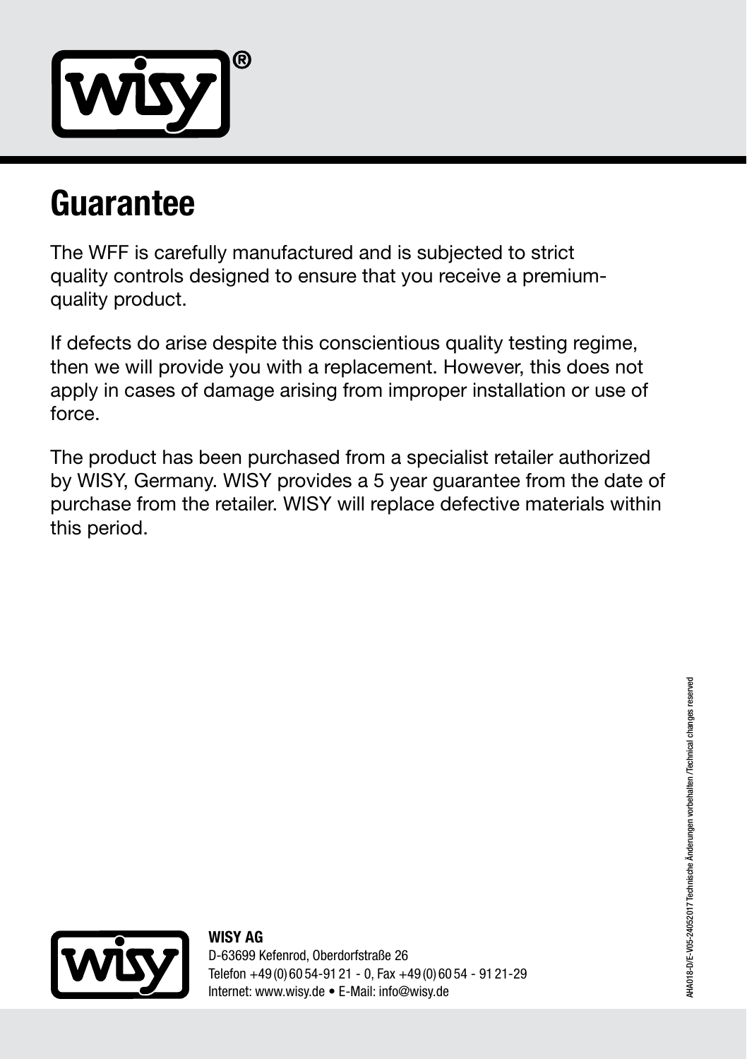# Guarantee

The WFF is carefully manufactured and is subjected to strict quality controls designed to ensure that you receive a premium-quality product.

If defects do arise despite this conscientious quality testing regime, then we will provide you with a replacement. However, this does not apply in cases of damage arising from improper installation or use of force.

The product has been purchased from a specialist retailer authorized by WISY, Germany. WISY provides a 5 year guarantee from the date of purchase from the retailer. WISY will replace defective materials within this period.

**WISY AG**
D-63699 Kefenrod, Oberdorfstraße 26
Telefon +49 (0) 60 54-91 21 - 0, Fax +49 (0) 60 54 - 91 21-29
Internet: www.wisy.de • E-Mail: info@wisy.de

AHA018-D/E-V05-24052017 Technische Änderungen vorbehalten /Technical changes reserved